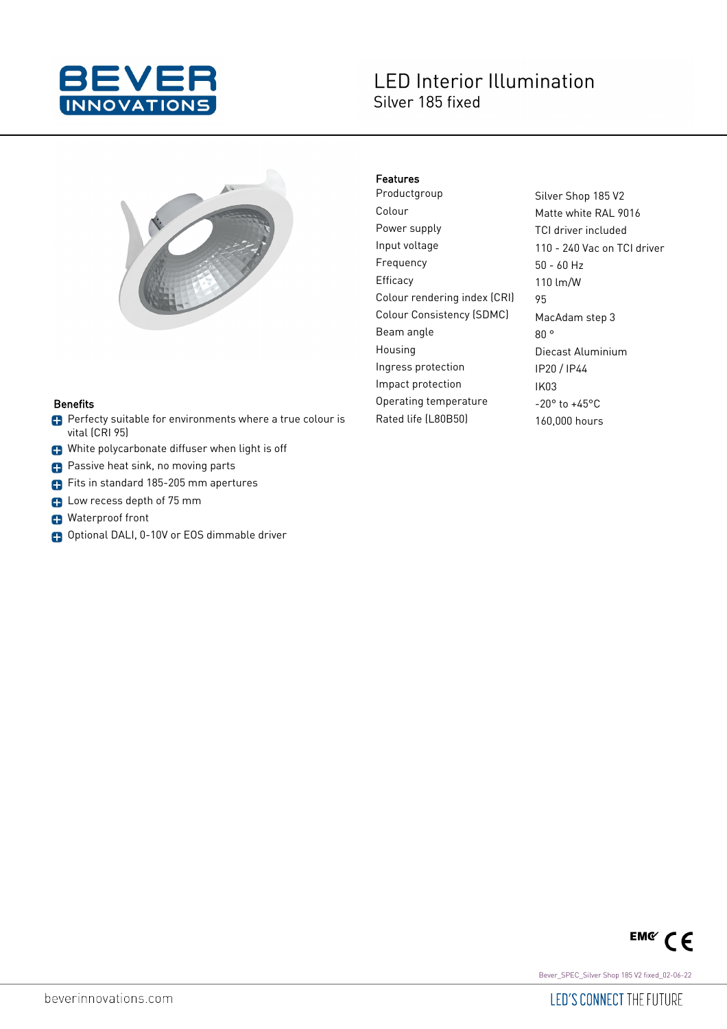# LED Interior Illumination

## Silver 185 fixed

### Features

| | |
|---|---|
| Productgroup | Silver Shop 185 V2 |
| Colour | Matte white RAL 9016 |
| Power supply | TCI driver included |
| Input voltage | 110 - 240 Vac on TCI driver |
| Frequency | 50 - 60 Hz |
| Efficacy | 110 lm/W |
| Colour rendering index (CRI) | 95 |
| Colour Consistency (SDMC) | MacAdam step 3 |
| Beam angle | 80 ° |
| Housing | Diecast Aluminium |
| Ingress protection | IP20 / IP44 |
| Impact protection | IK03 |
| Operating temperature | -20° to +45°C |
| Rated life (L80B50) | 160,000 hours |

### Benefits

- Perfecty suitable for environments where a true colour is vital (CRI 95)
- White polycarbonate diffuser when light is off
- Passive heat sink, no moving parts
- Fits in standard 185-205 mm apertures
- Low recess depth of 75 mm
- Waterproof front
- Optional DALI, 0-10V or EOS dimmable driver

EMC CE

Bever_SPEC_Silver Shop 185 V2 fixed_02-06-22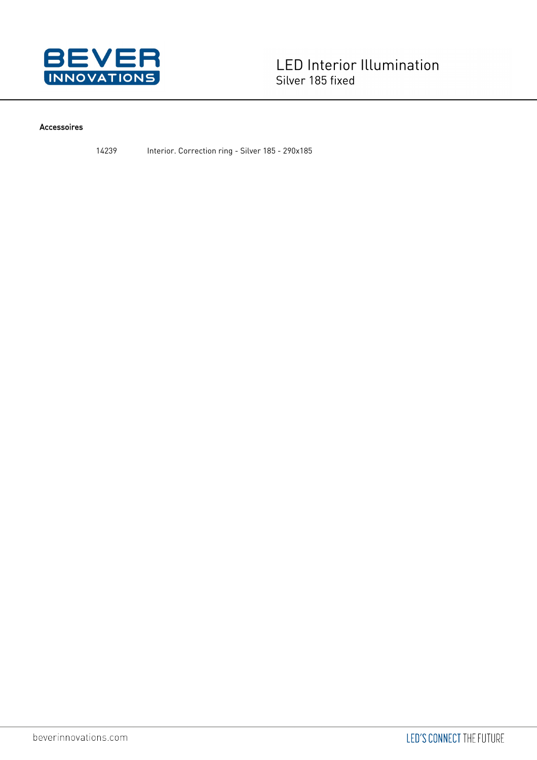**Accessoires**

| | |
|---|---|
| 14239 | Interior. Correction ring - Silver 185 - 290x185 |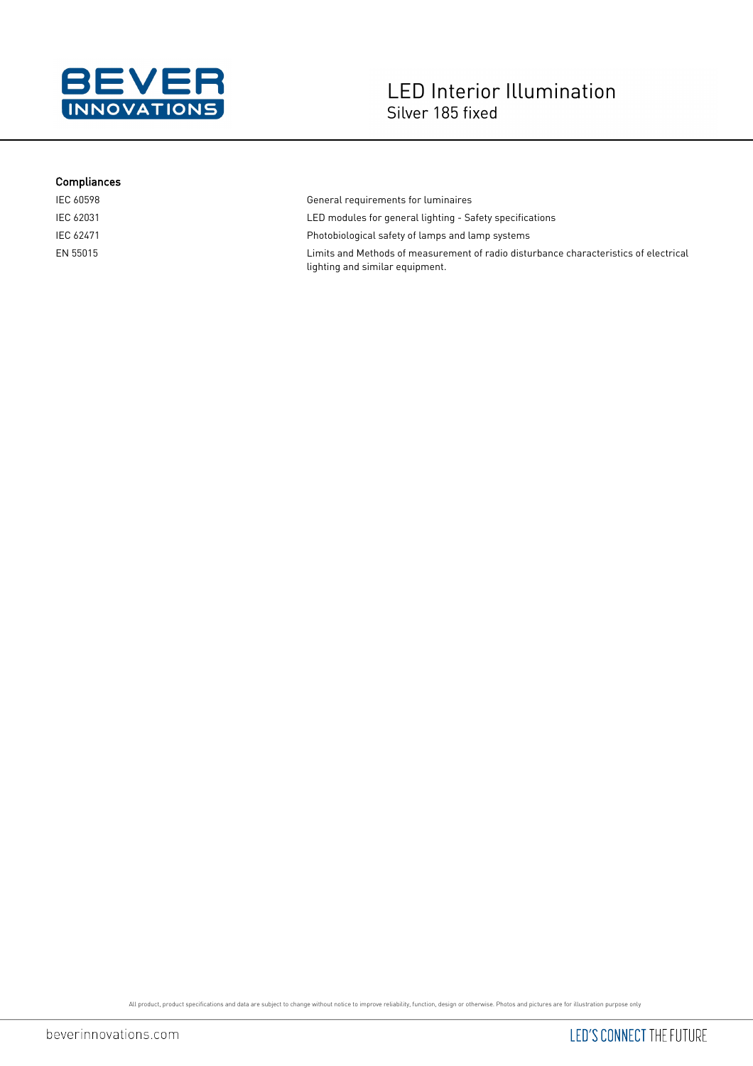## Compliances

| | |
|---|---|
| IEC 60598 | General requirements for luminaires |
| IEC 62031 | LED modules for general lighting - Safety specifications |
| IEC 62471 | Photobiological safety of lamps and lamp systems |
| EN 55015 | Limits and Methods of measurement of radio disturbance characteristics of electrical lighting and similar equipment. |

All product, product specifications and data are subject to change without notice to improve reliability, function, design or otherwise. Photos and pictures are for illustration purpose only